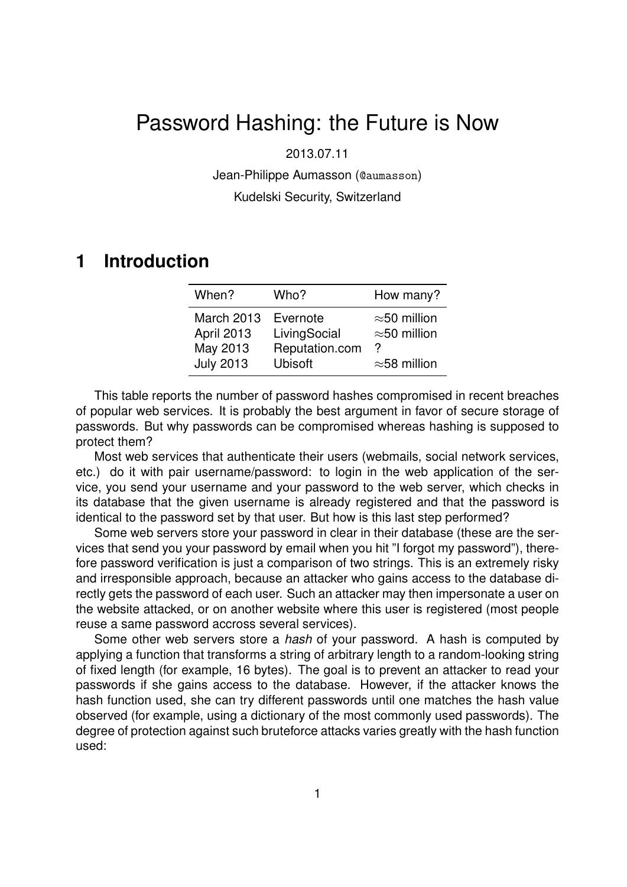# Password Hashing: the Future is Now

2013.07.11

Jean-Philippe Aumasson (@aumasson)

Kudelski Security, Switzerland

## 1 Introduction

| When? | Who? | How many? |
| --- | --- | --- |
| March 2013 | Evernote | $\approx$50 million |
| April 2013 | LivingSocial | $\approx$50 million |
| May 2013 | Reputation.com | ? |
| July 2013 | Ubisoft | $\approx$58 million |

This table reports the number of password hashes compromised in recent breaches of popular web services. It is probably the best argument in favor of secure storage of passwords. But why passwords can be compromised whereas hashing is supposed to protect them?

Most web services that authenticate their users (webmails, social network services, etc.) do it with pair username/password: to login in the web application of the service, you send your username and your password to the web server, which checks in its database that the given username is already registered and that the password is identical to the password set by that user. But how is this last step performed?

Some web servers store your password in clear in their database (these are the services that send you your password by email when you hit "I forgot my password"), therefore password verification is just a comparison of two strings. This is an extremely risky and irresponsible approach, because an attacker who gains access to the database directly gets the password of each user. Such an attacker may then impersonate a user on the website attacked, or on another website where this user is registered (most people reuse a same password accross several services).

Some other web servers store a *hash* of your password. A hash is computed by applying a function that transforms a string of arbitrary length to a random-looking string of fixed length (for example, 16 bytes). The goal is to prevent an attacker to read your passwords if she gains access to the database. However, if the attacker knows the hash function used, she can try different passwords until one matches the hash value observed (for example, using a dictionary of the most commonly used passwords). The degree of protection against such bruteforce attacks varies greatly with the hash function used: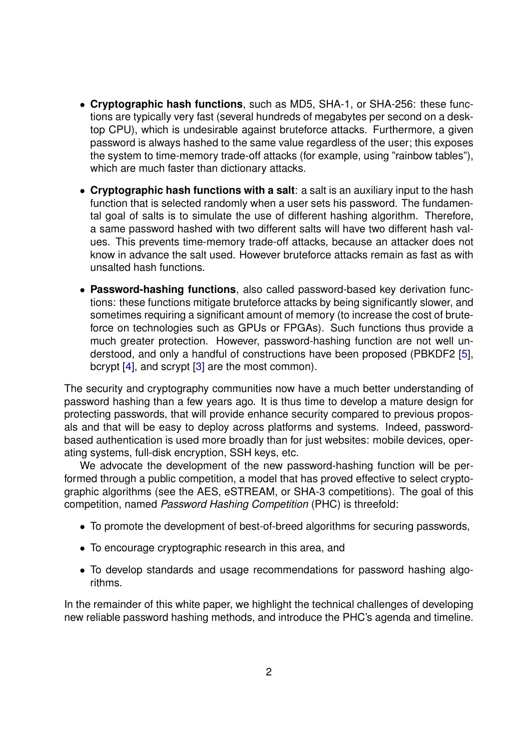- **Cryptographic hash functions**, such as MD5, SHA-1, or SHA-256: these functions are typically very fast (several hundreds of megabytes per second on a desktop CPU), which is undesirable against bruteforce attacks. Furthermore, a given password is always hashed to the same value regardless of the user; this exposes the system to time-memory trade-off attacks (for example, using "rainbow tables"), which are much faster than dictionary attacks.

- **Cryptographic hash functions with a salt**: a salt is an auxiliary input to the hash function that is selected randomly when a user sets his password. The fundamental goal of salts is to simulate the use of different hashing algorithm. Therefore, a same password hashed with two different salts will have two different hash values. This prevents time-memory trade-off attacks, because an attacker does not know in advance the salt used. However bruteforce attacks remain as fast as with unsalted hash functions.

- **Password-hashing functions**, also called password-based key derivation functions: these functions mitigate bruteforce attacks by being significantly slower, and sometimes requiring a significant amount of memory (to increase the cost of bruteforce on technologies such as GPUs or FPGAs). Such functions thus provide a much greater protection. However, password-hashing function are not well understood, and only a handful of constructions have been proposed (PBKDF2 [5], bcrypt [4], and scrypt [3] are the most common).

The security and cryptography communities now have a much better understanding of password hashing than a few years ago. It is thus time to develop a mature design for protecting passwords, that will provide enhance security compared to previous proposals and that will be easy to deploy across platforms and systems. Indeed, password-based authentication is used more broadly than for just websites: mobile devices, operating systems, full-disk encryption, SSH keys, etc.

We advocate the development of the new password-hashing function will be performed through a public competition, a model that has proved effective to select cryptographic algorithms (see the AES, eSTREAM, or SHA-3 competitions). The goal of this competition, named *Password Hashing Competition* (PHC) is threefold:

- To promote the development of best-of-breed algorithms for securing passwords,
- To encourage cryptographic research in this area, and
- To develop standards and usage recommendations for password hashing algorithms.

In the remainder of this white paper, we highlight the technical challenges of developing new reliable password hashing methods, and introduce the PHC's agenda and timeline.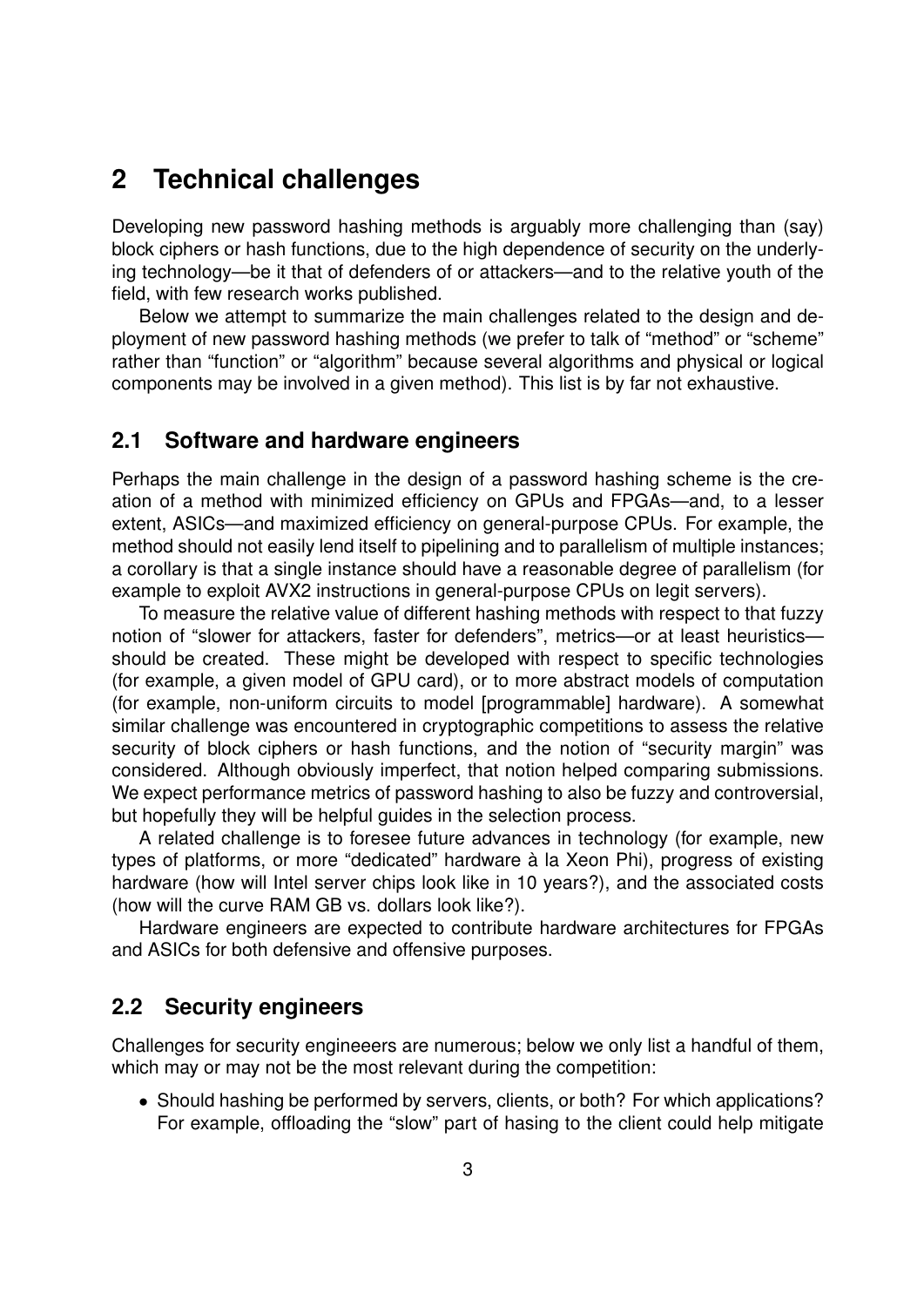## 2 Technical challenges

Developing new password hashing methods is arguably more challenging than (say) block ciphers or hash functions, due to the high dependence of security on the underlying technology—be it that of defenders of or attackers—and to the relative youth of the field, with few research works published.

Below we attempt to summarize the main challenges related to the design and deployment of new password hashing methods (we prefer to talk of "method" or "scheme" rather than "function" or "algorithm" because several algorithms and physical or logical components may be involved in a given method). This list is by far not exhaustive.

### 2.1 Software and hardware engineers

Perhaps the main challenge in the design of a password hashing scheme is the creation of a method with minimized efficiency on GPUs and FPGAs—and, to a lesser extent, ASICs—and maximized efficiency on general-purpose CPUs. For example, the method should not easily lend itself to pipelining and to parallelism of multiple instances; a corollary is that a single instance should have a reasonable degree of parallelism (for example to exploit AVX2 instructions in general-purpose CPUs on legit servers).

To measure the relative value of different hashing methods with respect to that fuzzy notion of "slower for attackers, faster for defenders", metrics—or at least heuristics—should be created. These might be developed with respect to specific technologies (for example, a given model of GPU card), or to more abstract models of computation (for example, non-uniform circuits to model [programmable] hardware). A somewhat similar challenge was encountered in cryptographic competitions to assess the relative security of block ciphers or hash functions, and the notion of "security margin" was considered. Although obviously imperfect, that notion helped comparing submissions. We expect performance metrics of password hashing to also be fuzzy and controversial, but hopefully they will be helpful guides in the selection process.

A related challenge is to foresee future advances in technology (for example, new types of platforms, or more "dedicated" hardware à la Xeon Phi), progress of existing hardware (how will Intel server chips look like in 10 years?), and the associated costs (how will the curve RAM GB vs. dollars look like?).

Hardware engineers are expected to contribute hardware architectures for FPGAs and ASICs for both defensive and offensive purposes.

### 2.2 Security engineers

Challenges for security engineeers are numerous; below we only list a handful of them, which may or may not be the most relevant during the competition:

- Should hashing be performed by servers, clients, or both? For which applications? For example, offloading the "slow" part of hasing to the client could help mitigate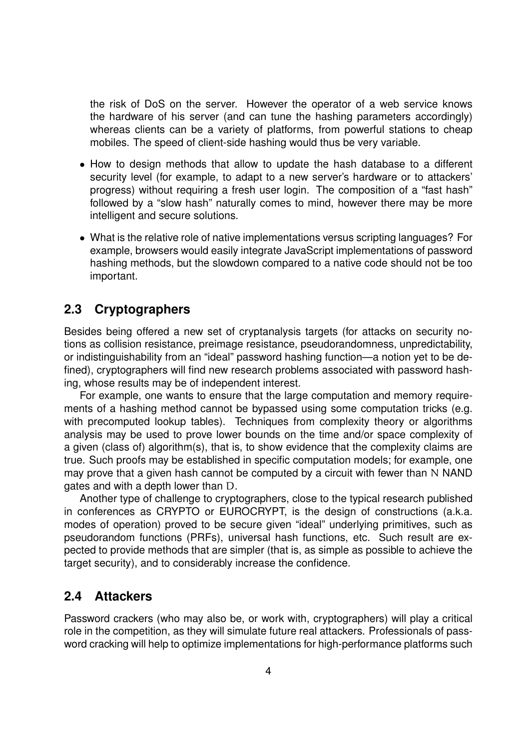the risk of DoS on the server. However the operator of a web service knows the hardware of his server (and can tune the hashing parameters accordingly) whereas clients can be a variety of platforms, from powerful stations to cheap mobiles. The speed of client-side hashing would thus be very variable.

- How to design methods that allow to update the hash database to a different security level (for example, to adapt to a new server's hardware or to attackers' progress) without requiring a fresh user login. The composition of a "fast hash" followed by a "slow hash" naturally comes to mind, however there may be more intelligent and secure solutions.
- What is the relative role of native implementations versus scripting languages? For example, browsers would easily integrate JavaScript implementations of password hashing methods, but the slowdown compared to a native code should not be too important.

## 2.3 Cryptographers

Besides being offered a new set of cryptanalysis targets (for attacks on security notions as collision resistance, preimage resistance, pseudorandomness, unpredictability, or indistinguishability from an "ideal" password hashing function—a notion yet to be defined), cryptographers will find new research problems associated with password hashing, whose results may be of independent interest.

For example, one wants to ensure that the large computation and memory requirements of a hashing method cannot be bypassed using some computation tricks (e.g. with precomputed lookup tables). Techniques from complexity theory or algorithms analysis may be used to prove lower bounds on the time and/or space complexity of a given (class of) algorithm(s), that is, to show evidence that the complexity claims are true. Such proofs may be established in specific computation models; for example, one may prove that a given hash cannot be computed by a circuit with fewer than $\mathrm{N}$ NAND gates and with a depth lower than $\mathrm{D}$.

Another type of challenge to cryptographers, close to the typical research published in conferences as CRYPTO or EUROCRYPT, is the design of constructions (a.k.a. modes of operation) proved to be secure given "ideal" underlying primitives, such as pseudorandom functions (PRFs), universal hash functions, etc. Such result are expected to provide methods that are simpler (that is, as simple as possible to achieve the target security), and to considerably increase the confidence.

## 2.4 Attackers

Password crackers (who may also be, or work with, cryptographers) will play a critical role in the competition, as they will simulate future real attackers. Professionals of password cracking will help to optimize implementations for high-performance platforms such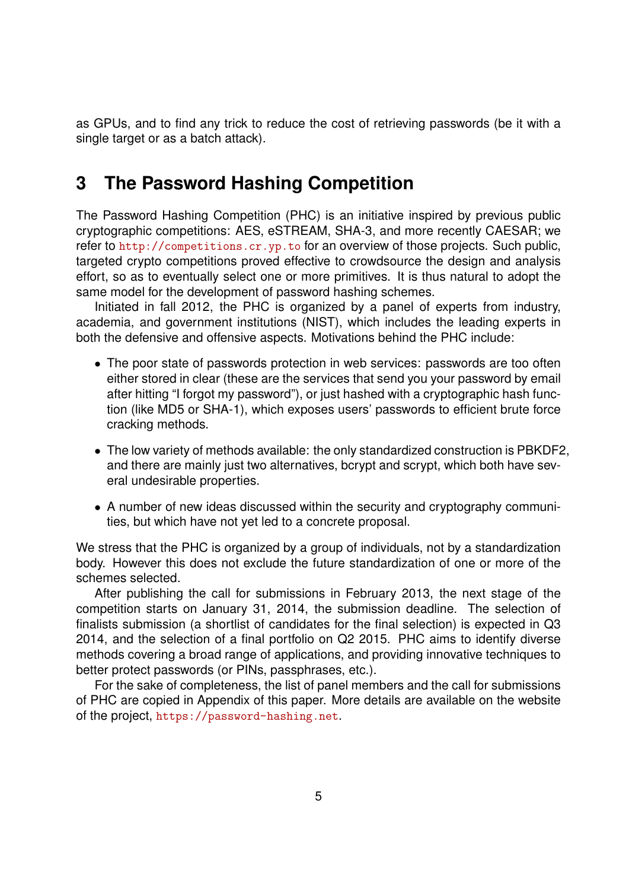as GPUs, and to find any trick to reduce the cost of retrieving passwords (be it with a single target or as a batch attack).

## 3 The Password Hashing Competition

The Password Hashing Competition (PHC) is an initiative inspired by previous public cryptographic competitions: AES, eSTREAM, SHA-3, and more recently CAESAR; we refer to http://competitions.cr.yp.to for an overview of those projects. Such public, targeted crypto competitions proved effective to crowdsource the design and analysis effort, so as to eventually select one or more primitives. It is thus natural to adopt the same model for the development of password hashing schemes.

Initiated in fall 2012, the PHC is organized by a panel of experts from industry, academia, and government institutions (NIST), which includes the leading experts in both the defensive and offensive aspects. Motivations behind the PHC include:

- The poor state of passwords protection in web services: passwords are too often either stored in clear (these are the services that send you your password by email after hitting "I forgot my password"), or just hashed with a cryptographic hash function (like MD5 or SHA-1), which exposes users' passwords to efficient brute force cracking methods.
- The low variety of methods available: the only standardized construction is PBKDF2, and there are mainly just two alternatives, bcrypt and scrypt, which both have several undesirable properties.
- A number of new ideas discussed within the security and cryptography communities, but which have not yet led to a concrete proposal.

We stress that the PHC is organized by a group of individuals, not by a standardization body. However this does not exclude the future standardization of one or more of the schemes selected.

After publishing the call for submissions in February 2013, the next stage of the competition starts on January 31, 2014, the submission deadline. The selection of finalists submission (a shortlist of candidates for the final selection) is expected in Q3 2014, and the selection of a final portfolio on Q2 2015. PHC aims to identify diverse methods covering a broad range of applications, and providing innovative techniques to better protect passwords (or PINs, passphrases, etc.).

For the sake of completeness, the list of panel members and the call for submissions of PHC are copied in Appendix of this paper. More details are available on the website of the project, https://password-hashing.net.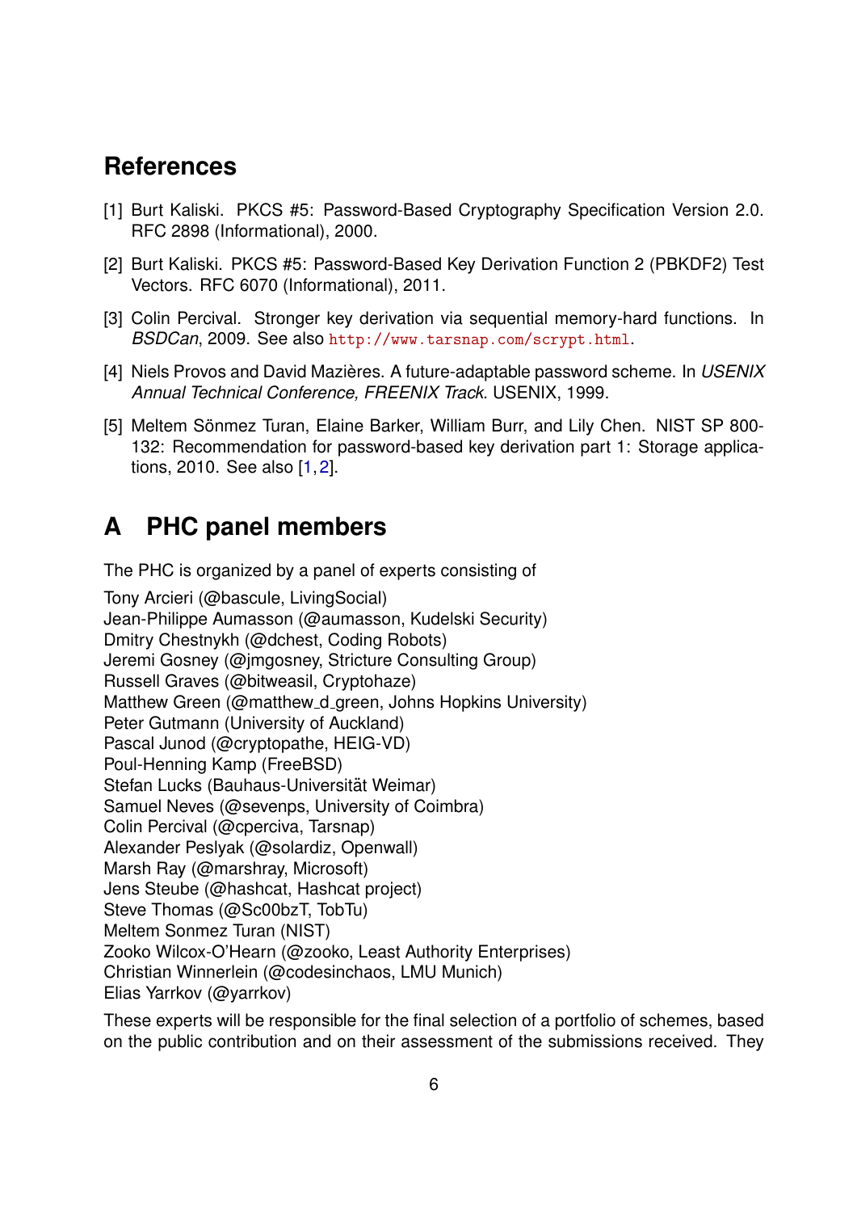## References

[1] Burt Kaliski. PKCS #5: Password-Based Cryptography Specification Version 2.0. RFC 2898 (Informational), 2000.

[2] Burt Kaliski. PKCS #5: Password-Based Key Derivation Function 2 (PBKDF2) Test Vectors. RFC 6070 (Informational), 2011.

[3] Colin Percival. Stronger key derivation via sequential memory-hard functions. In *BSDCan*, 2009. See also http://www.tarsnap.com/scrypt.html.

[4] Niels Provos and David Mazières. A future-adaptable password scheme. In *USENIX Annual Technical Conference, FREENIX Track*. USENIX, 1999.

[5] Meltem Sönmez Turan, Elaine Barker, William Burr, and Lily Chen. NIST SP 800-132: Recommendation for password-based key derivation part 1: Storage applications, 2010. See also [1,2].

## A PHC panel members

The PHC is organized by a panel of experts consisting of

Tony Arcieri (@bascule, LivingSocial)
Jean-Philippe Aumasson (@aumasson, Kudelski Security)
Dmitry Chestnykh (@dchest, Coding Robots)
Jeremi Gosney (@jmgosney, Stricture Consulting Group)
Russell Graves (@bitweasil, Cryptohaze)
Matthew Green (@matthew_d_green, Johns Hopkins University)
Peter Gutmann (University of Auckland)
Pascal Junod (@cryptopathe, HEIG-VD)
Poul-Henning Kamp (FreeBSD)
Stefan Lucks (Bauhaus-Universität Weimar)
Samuel Neves (@sevenps, University of Coimbra)
Colin Percival (@cperciva, Tarsnap)
Alexander Peslyak (@solardiz, Openwall)
Marsh Ray (@marshray, Microsoft)
Jens Steube (@hashcat, Hashcat project)
Steve Thomas (@Sc00bzT, TobTu)
Meltem Sonmez Turan (NIST)
Zooko Wilcox-O'Hearn (@zooko, Least Authority Enterprises)
Christian Winnerlein (@codesinchaos, LMU Munich)
Elias Yarrkov (@yarrkov)

These experts will be responsible for the final selection of a portfolio of schemes, based on the public contribution and on their assessment of the submissions received. They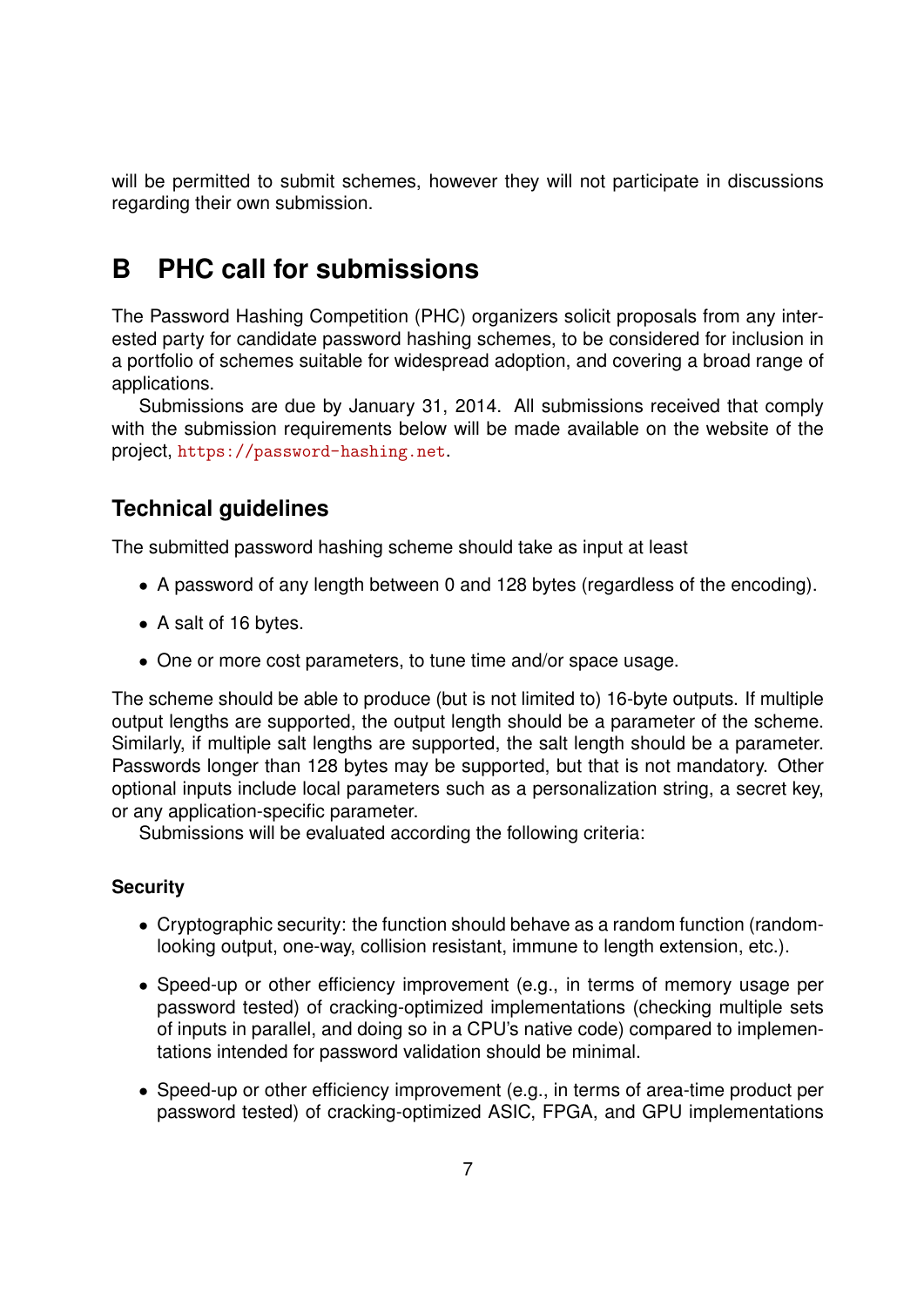will be permitted to submit schemes, however they will not participate in discussions regarding their own submission.

# B PHC call for submissions

The Password Hashing Competition (PHC) organizers solicit proposals from any interested party for candidate password hashing schemes, to be considered for inclusion in a portfolio of schemes suitable for widespread adoption, and covering a broad range of applications.

Submissions are due by January 31, 2014. All submissions received that comply with the submission requirements below will be made available on the website of the project, https://password-hashing.net.

## Technical guidelines

The submitted password hashing scheme should take as input at least

- A password of any length between 0 and 128 bytes (regardless of the encoding).
- A salt of 16 bytes.
- One or more cost parameters, to tune time and/or space usage.

The scheme should be able to produce (but is not limited to) 16-byte outputs. If multiple output lengths are supported, the output length should be a parameter of the scheme. Similarly, if multiple salt lengths are supported, the salt length should be a parameter. Passwords longer than 128 bytes may be supported, but that is not mandatory. Other optional inputs include local parameters such as a personalization string, a secret key, or any application-specific parameter.

Submissions will be evaluated according the following criteria:

### Security

- Cryptographic security: the function should behave as a random function (random-looking output, one-way, collision resistant, immune to length extension, etc.).
- Speed-up or other efficiency improvement (e.g., in terms of memory usage per password tested) of cracking-optimized implementations (checking multiple sets of inputs in parallel, and doing so in a CPU's native code) compared to implementations intended for password validation should be minimal.
- Speed-up or other efficiency improvement (e.g., in terms of area-time product per password tested) of cracking-optimized ASIC, FPGA, and GPU implementations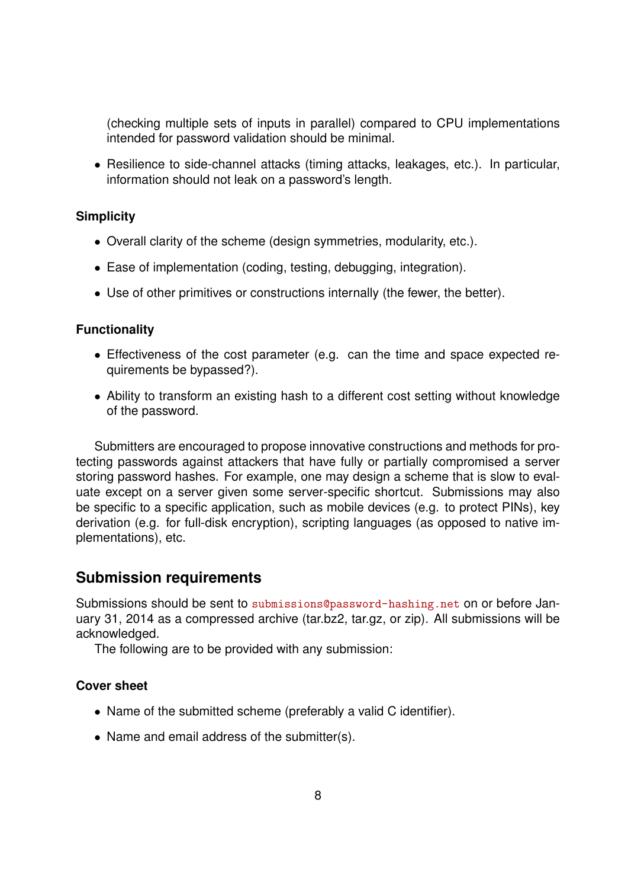(checking multiple sets of inputs in parallel) compared to CPU implementations intended for password validation should be minimal.

- Resilience to side-channel attacks (timing attacks, leakages, etc.). In particular, information should not leak on a password's length.

**Simplicity**

- Overall clarity of the scheme (design symmetries, modularity, etc.).
- Ease of implementation (coding, testing, debugging, integration).
- Use of other primitives or constructions internally (the fewer, the better).

**Functionality**

- Effectiveness of the cost parameter (e.g. can the time and space expected requirements be bypassed?).
- Ability to transform an existing hash to a different cost setting without knowledge of the password.

Submitters are encouraged to propose innovative constructions and methods for protecting passwords against attackers that have fully or partially compromised a server storing password hashes. For example, one may design a scheme that is slow to evaluate except on a server given some server-specific shortcut. Submissions may also be specific to a specific application, such as mobile devices (e.g. to protect PINs), key derivation (e.g. for full-disk encryption), scripting languages (as opposed to native implementations), etc.

## Submission requirements

Submissions should be sent to `submissions@password-hashing.net` on or before January 31, 2014 as a compressed archive (tar.bz2, tar.gz, or zip). All submissions will be acknowledged.

The following are to be provided with any submission:

**Cover sheet**

- Name of the submitted scheme (preferably a valid C identifier).
- Name and email address of the submitter(s).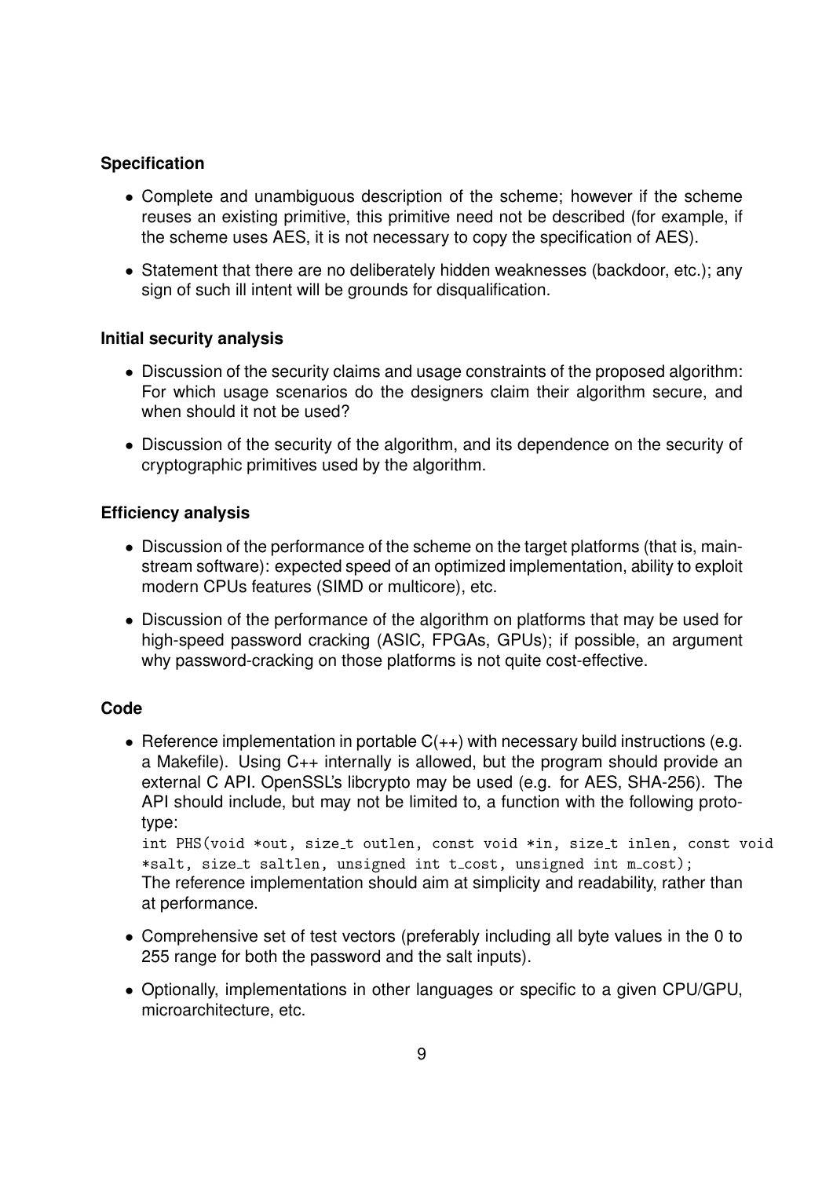### Specification

- Complete and unambiguous description of the scheme; however if the scheme reuses an existing primitive, this primitive need not be described (for example, if the scheme uses AES, it is not necessary to copy the specification of AES).
- Statement that there are no deliberately hidden weaknesses (backdoor, etc.); any sign of such ill intent will be grounds for disqualification.

### Initial security analysis

- Discussion of the security claims and usage constraints of the proposed algorithm: For which usage scenarios do the designers claim their algorithm secure, and when should it not be used?
- Discussion of the security of the algorithm, and its dependence on the security of cryptographic primitives used by the algorithm.

### Efficiency analysis

- Discussion of the performance of the scheme on the target platforms (that is, mainstream software): expected speed of an optimized implementation, ability to exploit modern CPUs features (SIMD or multicore), etc.
- Discussion of the performance of the algorithm on platforms that may be used for high-speed password cracking (ASIC, FPGAs, GPUs); if possible, an argument why password-cracking on those platforms is not quite cost-effective.

### Code

- Reference implementation in portable C(++) with necessary build instructions (e.g. a Makefile). Using C++ internally is allowed, but the program should provide an external C API. OpenSSL's libcrypto may be used (e.g. for AES, SHA-256). The API should include, but may not be limited to, a function with the following prototype:
  `int PHS(void *out, size_t outlen, const void *in, size_t inlen, const void *salt, size_t saltlen, unsigned int t_cost, unsigned int m_cost);`
  The reference implementation should aim at simplicity and readability, rather than at performance.
- Comprehensive set of test vectors (preferably including all byte values in the 0 to 255 range for both the password and the salt inputs).
- Optionally, implementations in other languages or specific to a given CPU/GPU, microarchitecture, etc.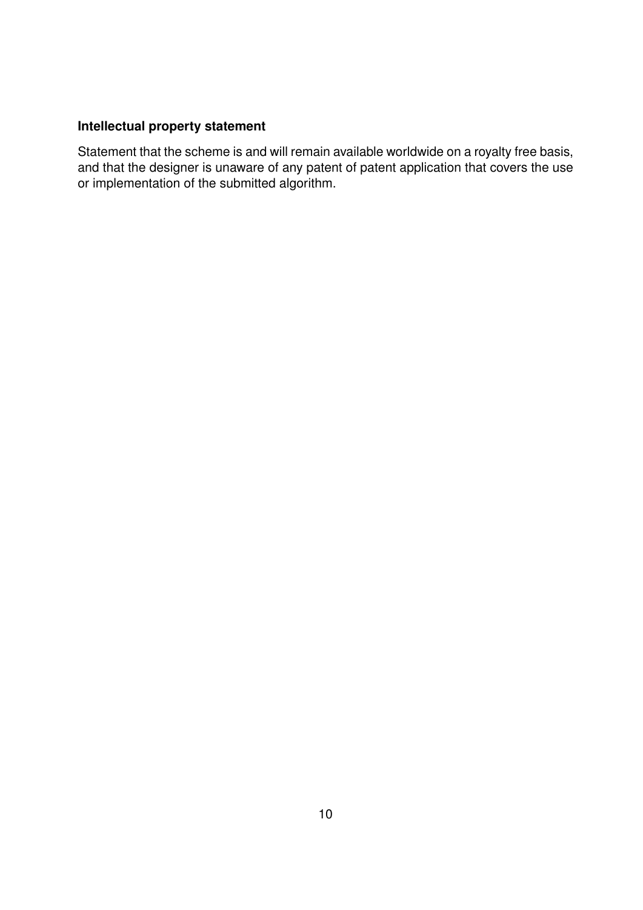**Intellectual property statement**

Statement that the scheme is and will remain available worldwide on a royalty free basis, and that the designer is unaware of any patent of patent application that covers the use or implementation of the submitted algorithm.